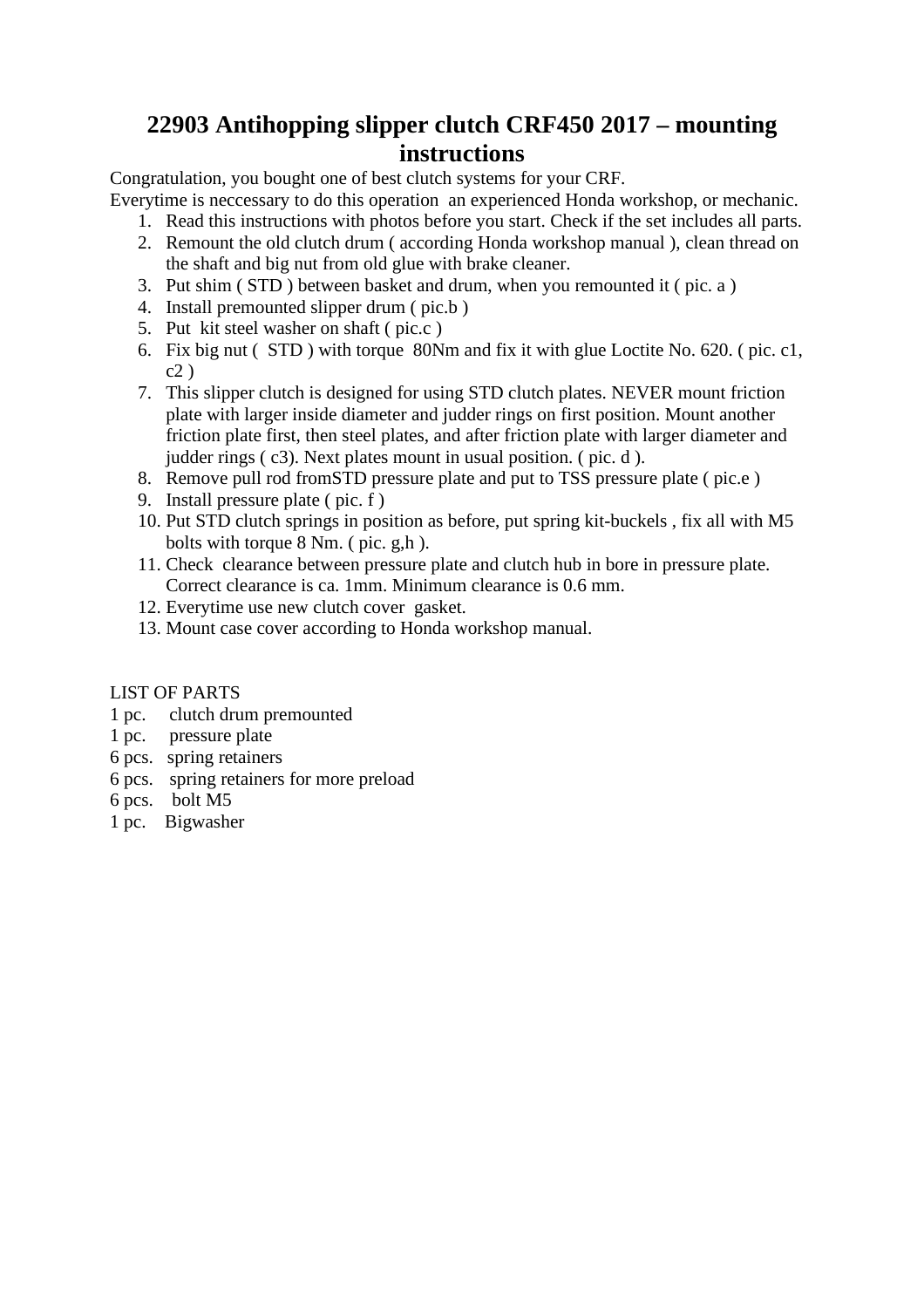# 22903 Antihopping slipper clutch CRF450 2017 – mounting instructions

Congratulation, you bought one of best clutch systems for your CRF.
Everytime is neccessary to do this operation an experienced Honda workshop, or mechanic.

1. Read this instructions with photos before you start. Check if the set includes all parts.
2. Remount the old clutch drum ( according Honda workshop manual ), clean thread on the shaft and big nut from old glue with brake cleaner.
3. Put shim ( STD ) between basket and drum, when you remounted it ( pic. a )
4. Install premounted slipper drum ( pic.b )
5. Put kit steel washer on shaft ( pic.c )
6. Fix big nut ( STD ) with torque 80Nm and fix it with glue Loctite No. 620. ( pic. c1, c2 )
7. This slipper clutch is designed for using STD clutch plates. NEVER mount friction plate with larger inside diameter and judder rings on first position. Mount another friction plate first, then steel plates, and after friction plate with larger diameter and judder rings ( c3). Next plates mount in usual position. ( pic. d ).
8. Remove pull rod fromSTD pressure plate and put to TSS pressure plate ( pic.e )
9. Install pressure plate ( pic. f )
10. Put STD clutch springs in position as before, put spring kit-buckels , fix all with M5 bolts with torque 8 Nm. ( pic. g,h ).
11. Check clearance between pressure plate and clutch hub in bore in pressure plate. Correct clearance is ca. 1mm. Minimum clearance is 0.6 mm.
12. Everytime use new clutch cover gasket.
13. Mount case cover according to Honda workshop manual.

LIST OF PARTS

1 pc. clutch drum premounted
1 pc. pressure plate
6 pcs. spring retainers
6 pcs. spring retainers for more preload
6 pcs. bolt M5
1 pc. Bigwasher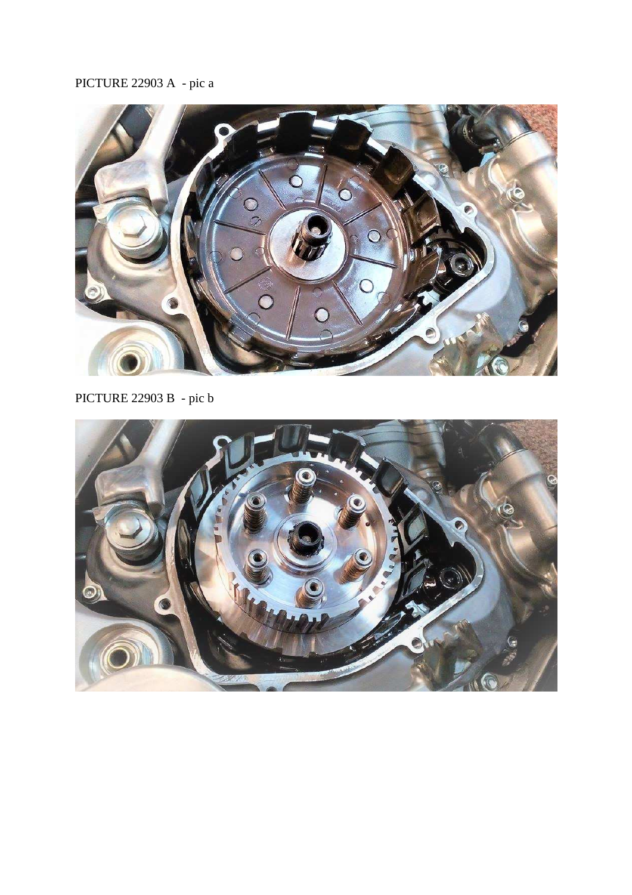PICTURE 22903 A - pic a

PICTURE 22903 B - pic b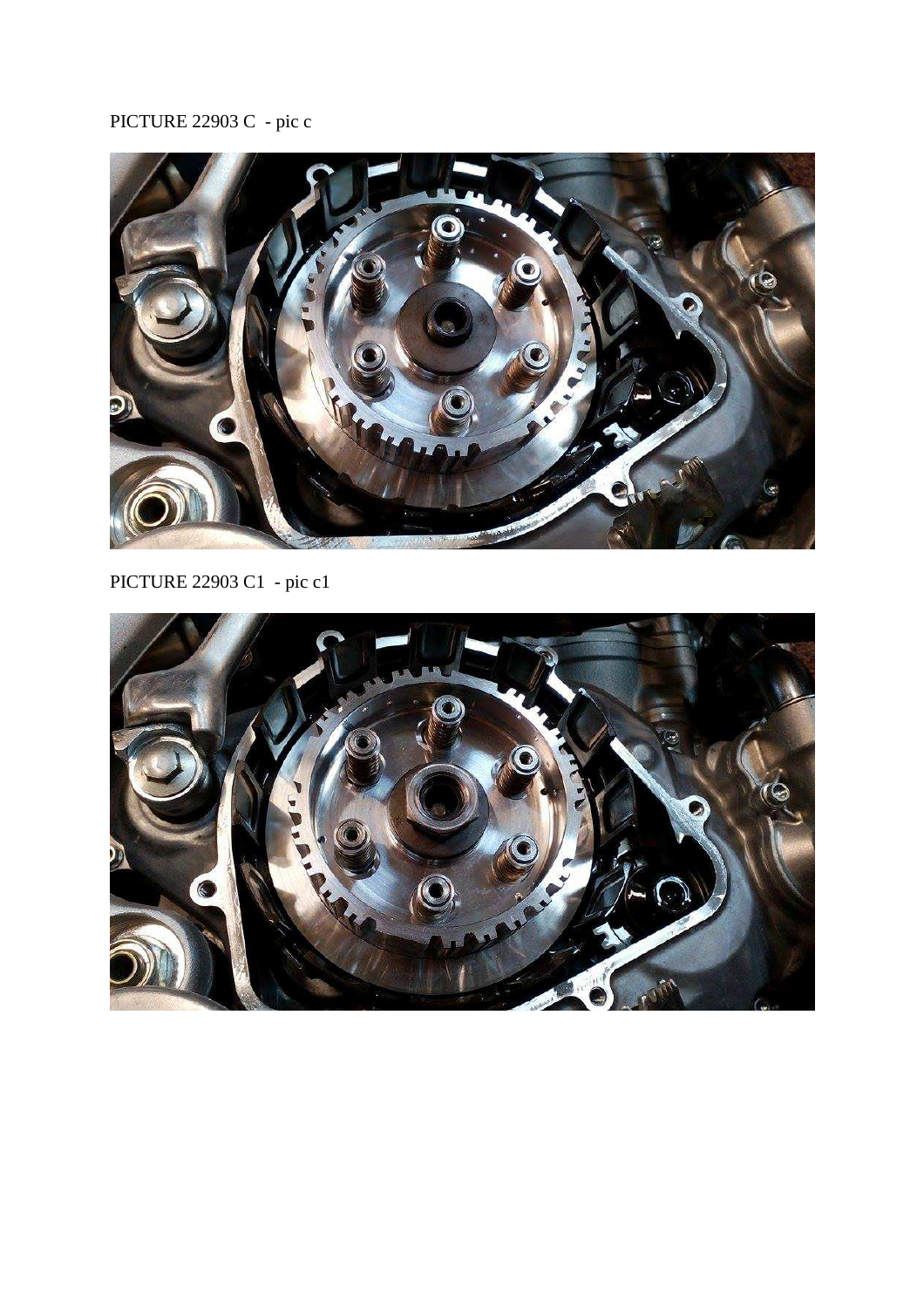PICTURE 22903 C  - pic c

PICTURE 22903 C1  - pic c1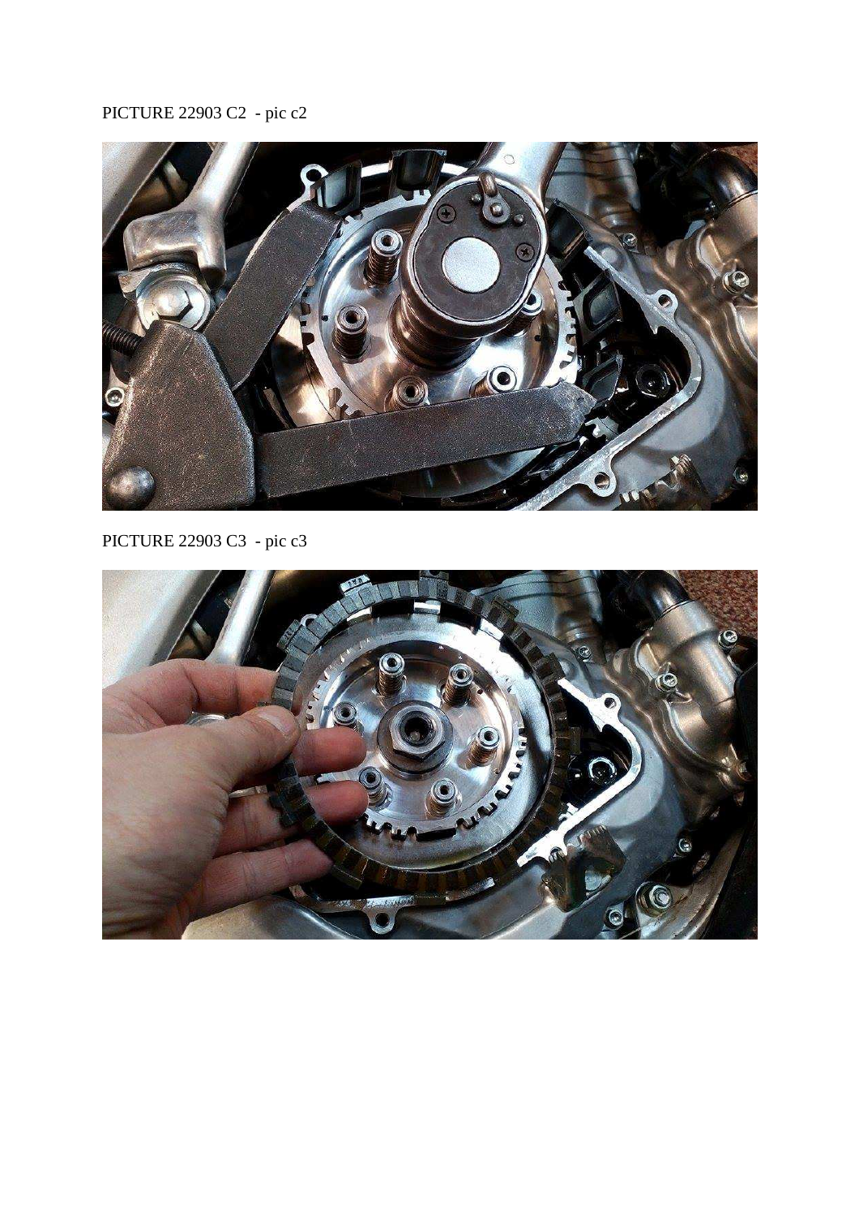PICTURE 22903 C2 - pic c2

PICTURE 22903 C3 - pic c3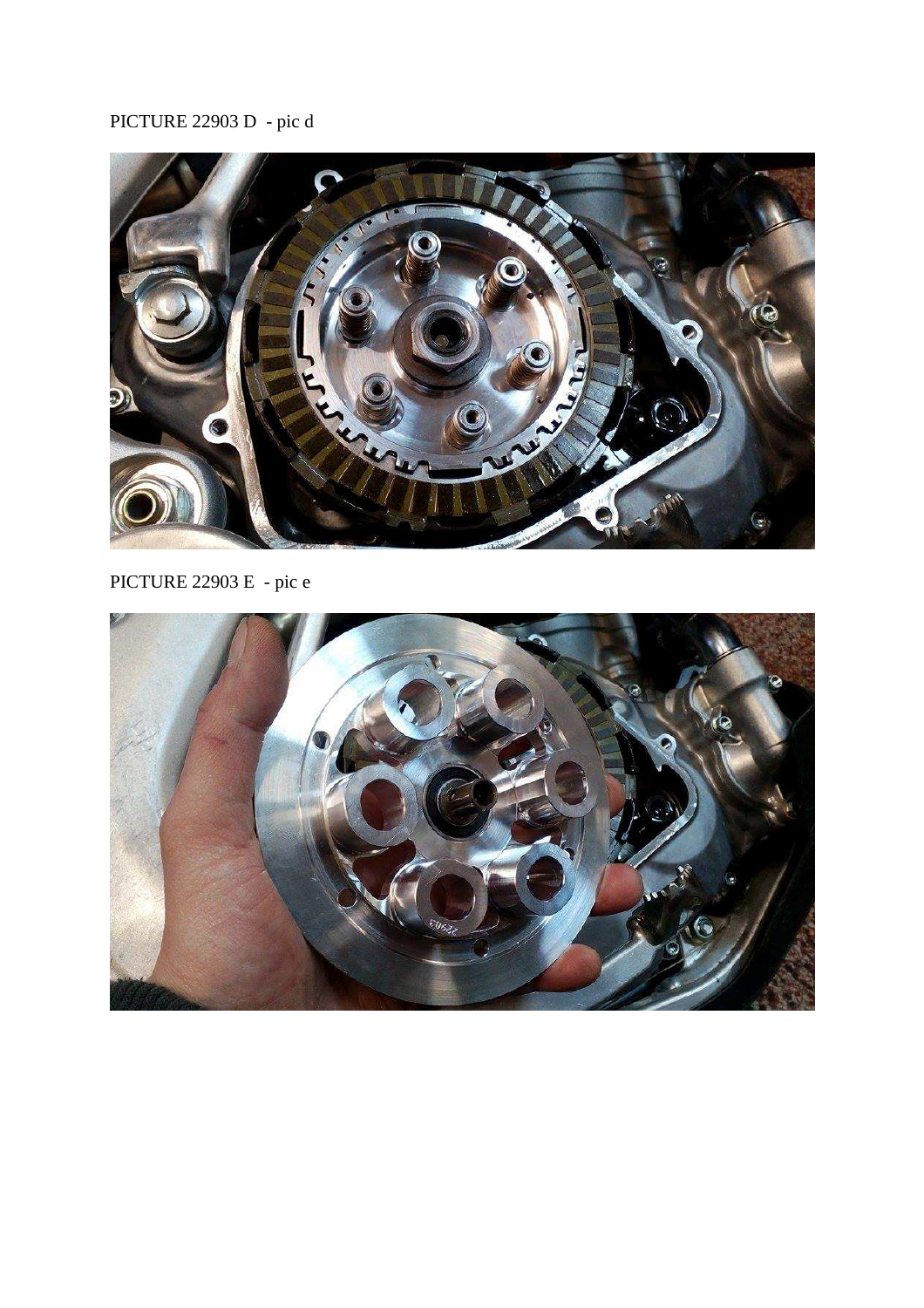PICTURE 22903 D - pic d

PICTURE 22903 E - pic e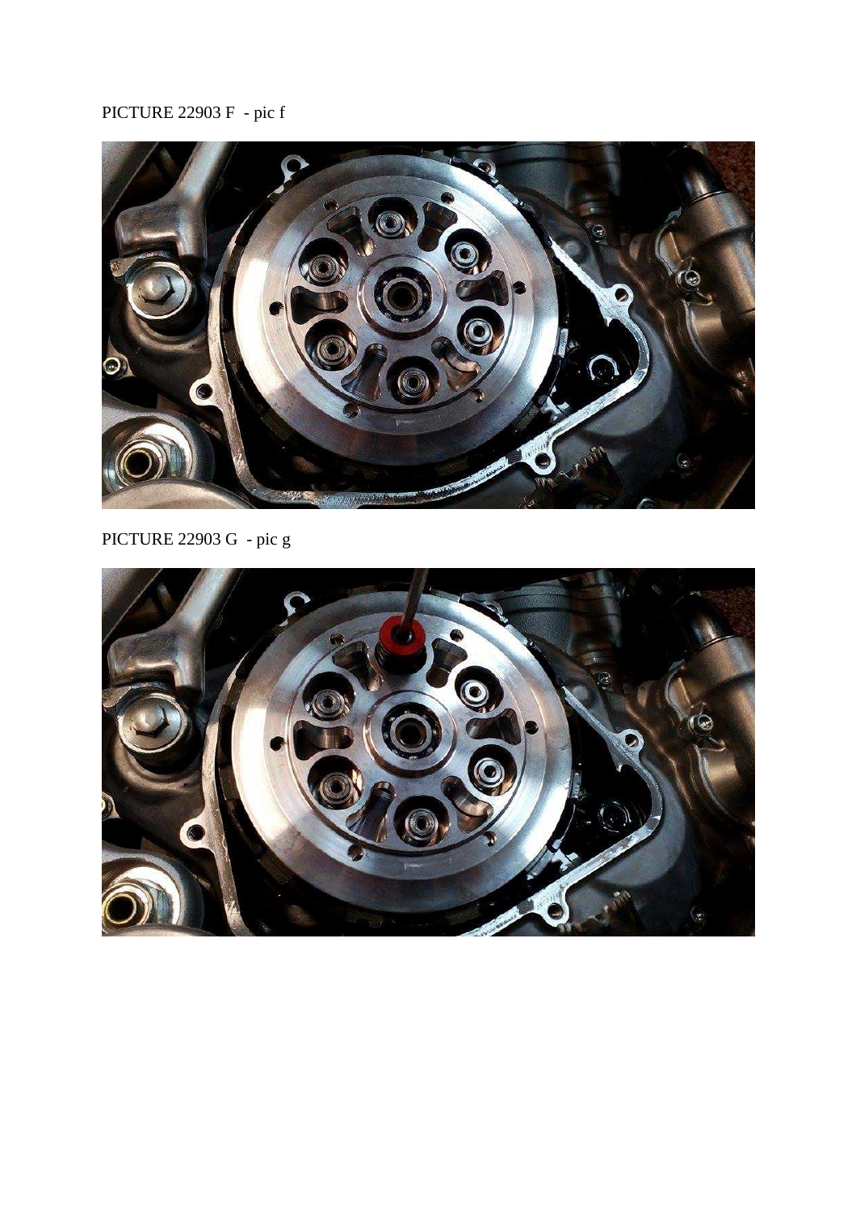PICTURE 22903 F - pic f

PICTURE 22903 G - pic g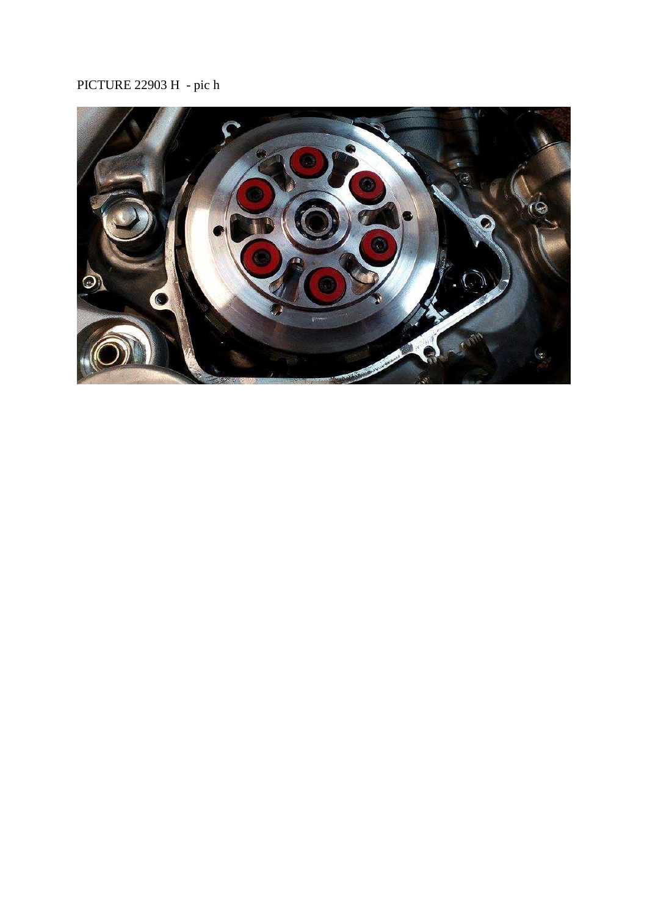PICTURE 22903 H  - pic h